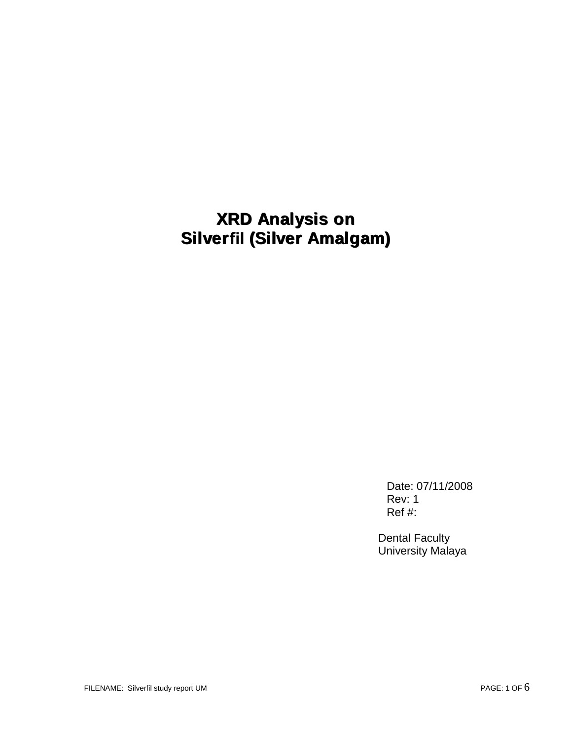# XRD Analysis on Silverfil (Silver Amalgam)

Date: 07/11/2008
Rev: 1
Ref #:

Dental Faculty
University Malaya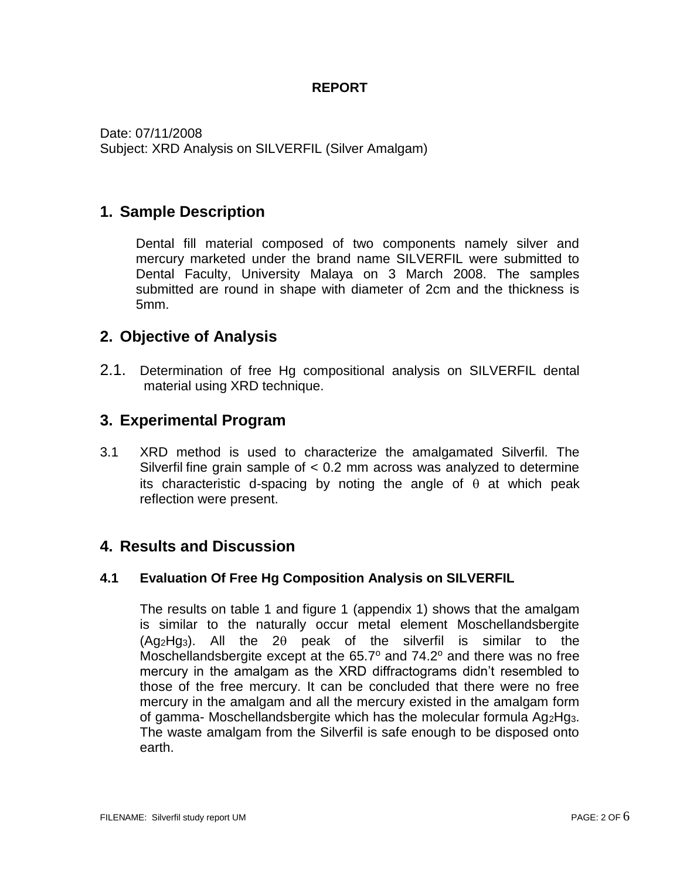**REPORT**

Date: 07/11/2008
Subject: XRD Analysis on SILVERFIL (Silver Amalgam)

## 1. Sample Description

Dental fill material composed of two components namely silver and mercury marketed under the brand name SILVERFIL were submitted to Dental Faculty, University Malaya on 3 March 2008. The samples submitted are round in shape with diameter of 2cm and the thickness is 5mm.

## 2. Objective of Analysis

2.1. Determination of free Hg compositional analysis on SILVERFIL dental material using XRD technique.

## 3. Experimental Program

3.1 XRD method is used to characterize the amalgamated Silverfil. The Silverfil fine grain sample of < 0.2 mm across was analyzed to determine its characteristic d-spacing by noting the angle of $\theta$ at which peak reflection were present.

## 4. Results and Discussion

### 4.1 Evaluation Of Free Hg Composition Analysis on SILVERFIL

The results on table 1 and figure 1 (appendix 1) shows that the amalgam is similar to the naturally occur metal element Moschellandsbergite ($Ag_2Hg_3$). All the $2\theta$ peak of the silverfil is similar to the Moschellandsbergite except at the 65.7º and 74.2º and there was no free mercury in the amalgam as the XRD diffractograms didn't resembled to those of the free mercury. It can be concluded that there were no free mercury in the amalgam and all the mercury existed in the amalgam form of gamma- Moschellandsbergite which has the molecular formula $Ag_2Hg_3$. The waste amalgam from the Silverfil is safe enough to be disposed onto earth.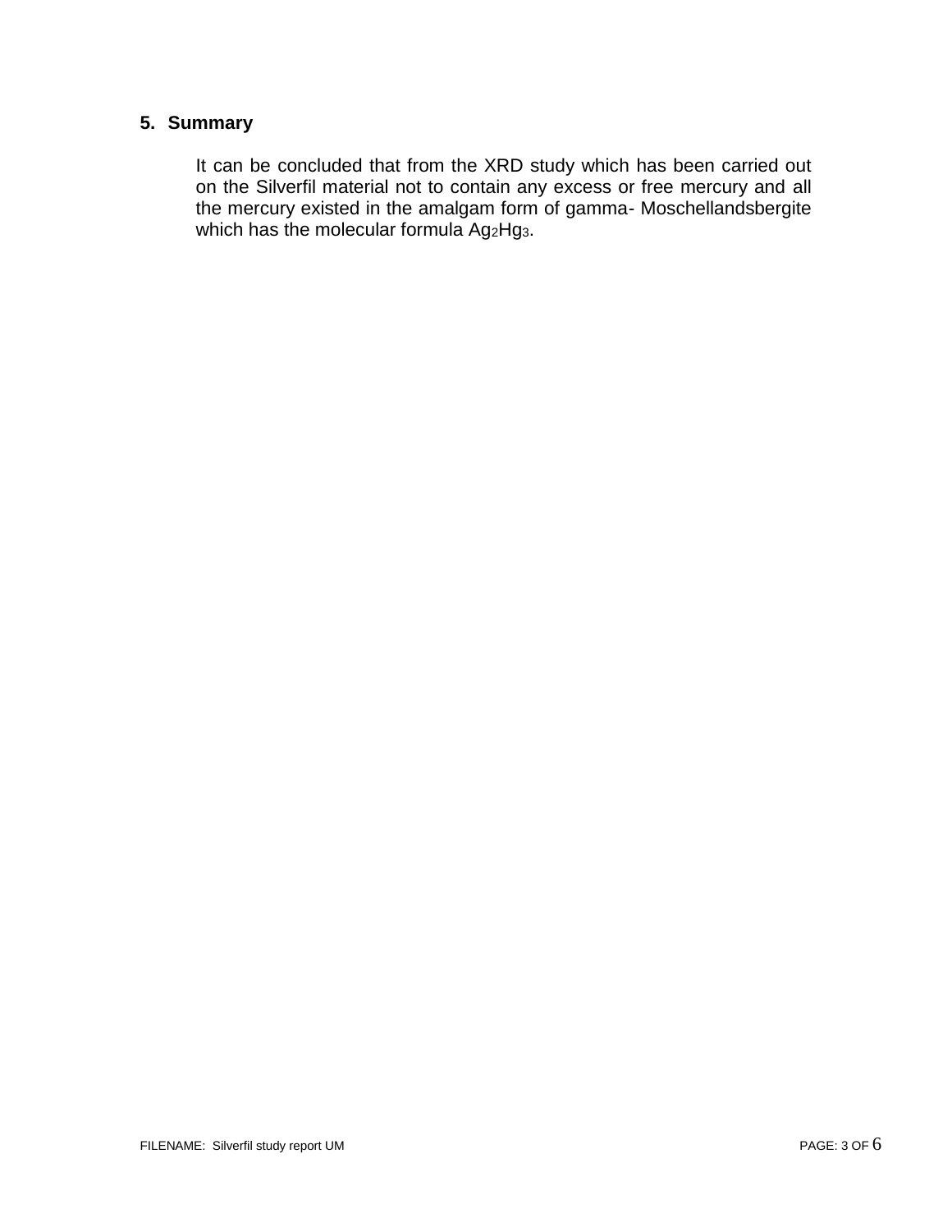## 5. Summary

It can be concluded that from the XRD study which has been carried out on the Silverfil material not to contain any excess or free mercury and all the mercury existed in the amalgam form of gamma- Moschellandsbergite which has the molecular formula $Ag_2Hg_3$.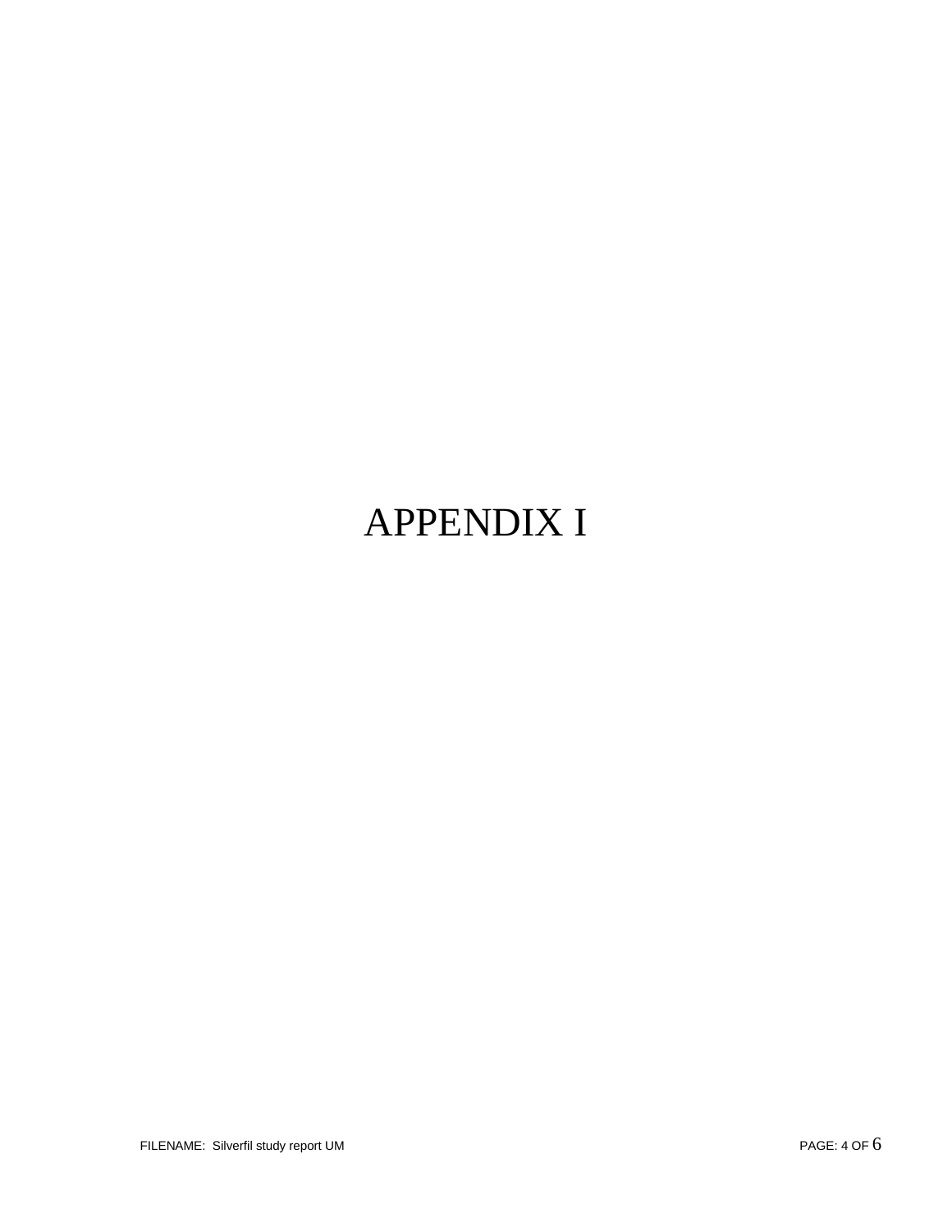# APPENDIX I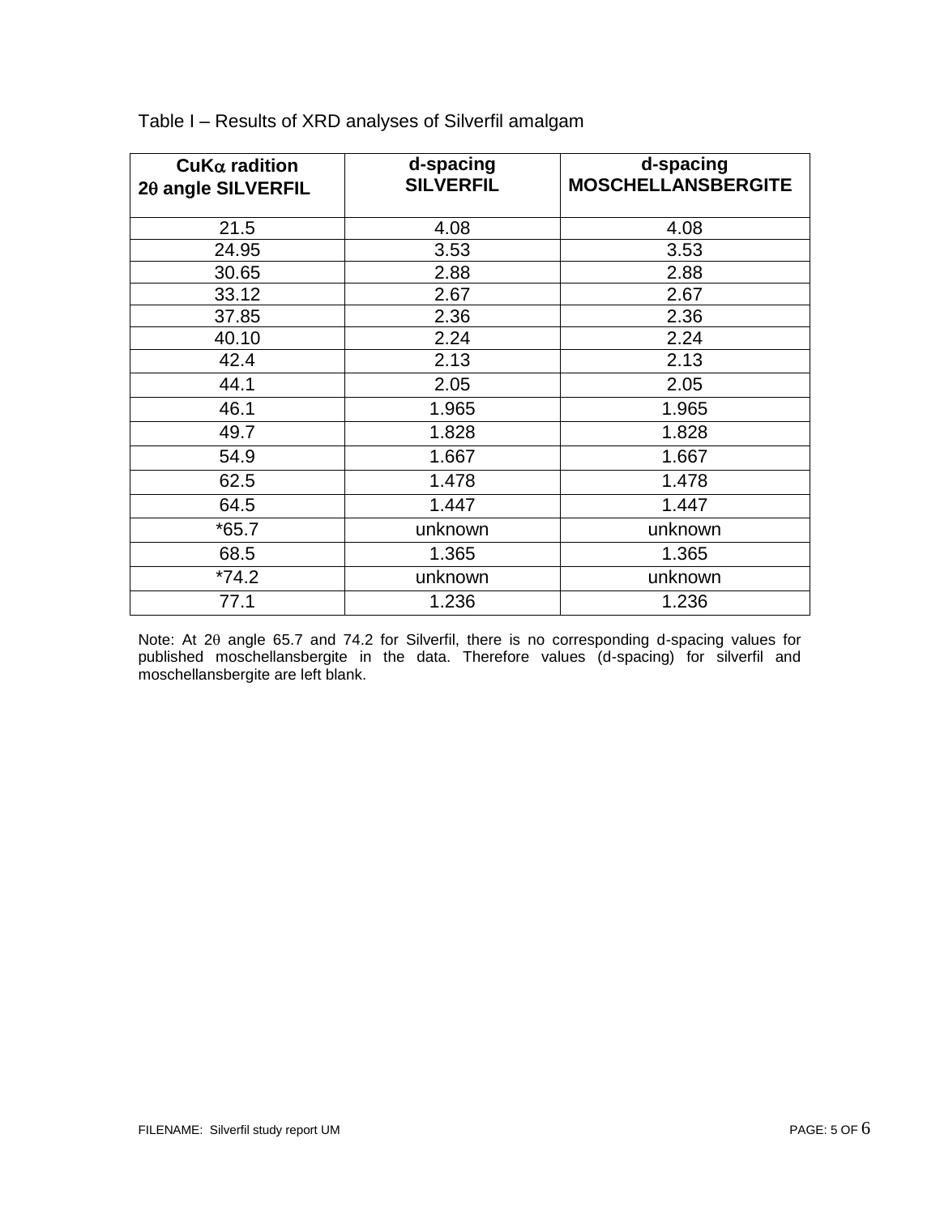Table I – Results of XRD analyses of Silverfil amalgam

| CuK$\alpha$ radition 2$\theta$ angle SILVERFIL | d-spacing SILVERFIL | d-spacing MOSCHELLANSBERGITE |
|---|---|---|
| 21.5 | 4.08 | 4.08 |
| 24.95 | 3.53 | 3.53 |
| 30.65 | 2.88 | 2.88 |
| 33.12 | 2.67 | 2.67 |
| 37.85 | 2.36 | 2.36 |
| 40.10 | 2.24 | 2.24 |
| 42.4 | 2.13 | 2.13 |
| 44.1 | 2.05 | 2.05 |
| 46.1 | 1.965 | 1.965 |
| 49.7 | 1.828 | 1.828 |
| 54.9 | 1.667 | 1.667 |
| 62.5 | 1.478 | 1.478 |
| 64.5 | 1.447 | 1.447 |
| *65.7 | unknown | unknown |
| 68.5 | 1.365 | 1.365 |
| *74.2 | unknown | unknown |
| 77.1 | 1.236 | 1.236 |

Note: At 2$\theta$ angle 65.7 and 74.2 for Silverfil, there is no corresponding d-spacing values for published moschellansbergite in the data. Therefore values (d-spacing) for silverfil and moschellansbergite are left blank.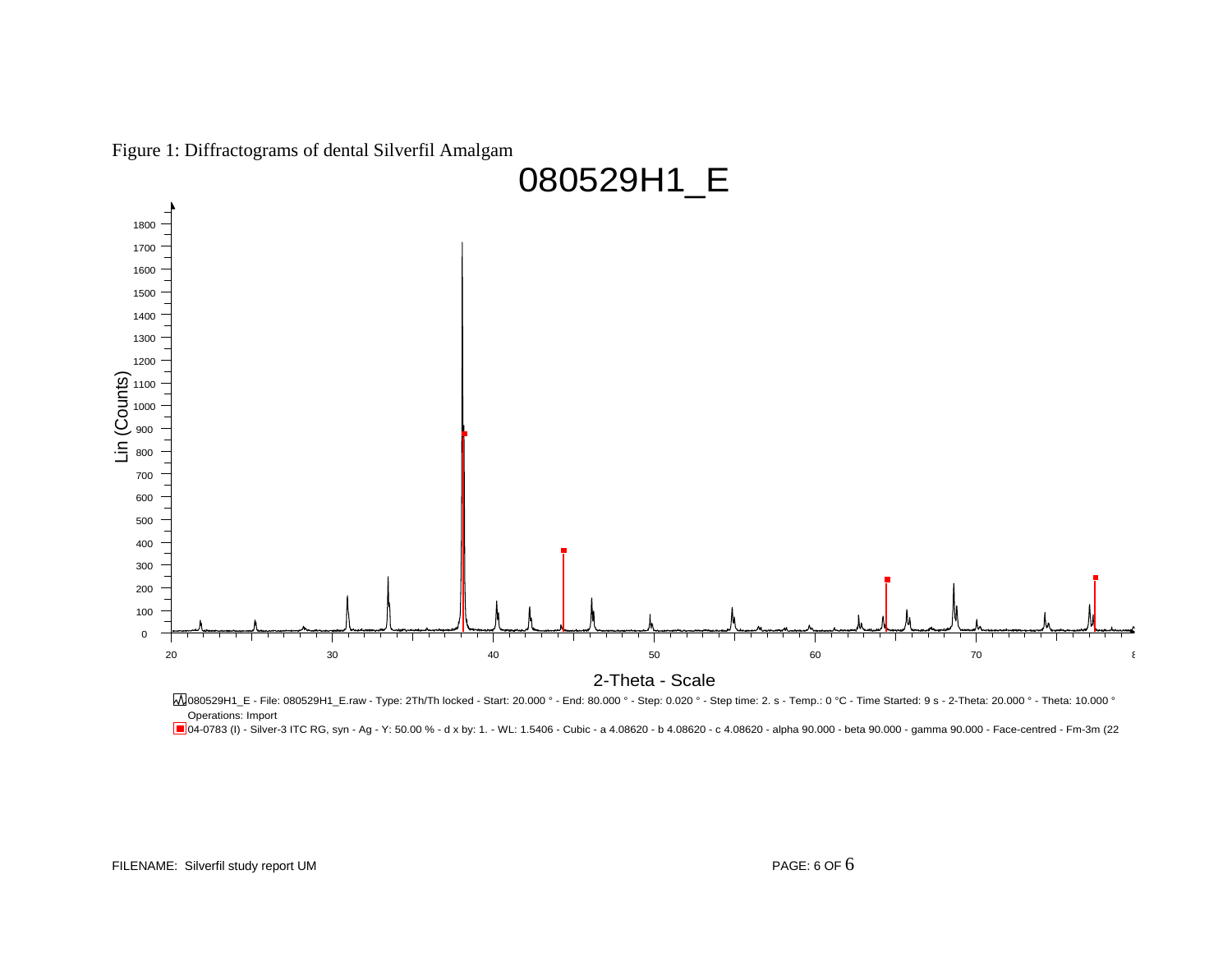Figure 1: Diffractograms of dental Silverfil Amalgam

080529H1_E

Lin (Counts)

1800
1700
1600
1500
1400
1300
1200
1100
1000
900
800
700
600
500
400
300
200
100
0

20
30
40
50
60
70
8

2-Theta - Scale

080529H1_E - File: 080529H1_E.raw - Type: 2Th/Th locked - Start: 20.000 ° - End: 80.000 ° - Step: 0.020 ° - Step time: 2. s - Temp.: 0 °C - Time Started: 9 s - 2-Theta: 20.000 ° - Theta: 10.000 °
Operations: Import

04-0783 (I) - Silver-3 ITC RG, syn - Ag - Y: 50.00 % - d x by: 1. - WL: 1.5406 - Cubic - a 4.08620 - b 4.08620 - c 4.08620 - alpha 90.000 - beta 90.000 - gamma 90.000 - Face-centred - Fm-3m (22

FILENAME: Silverfil study report UM